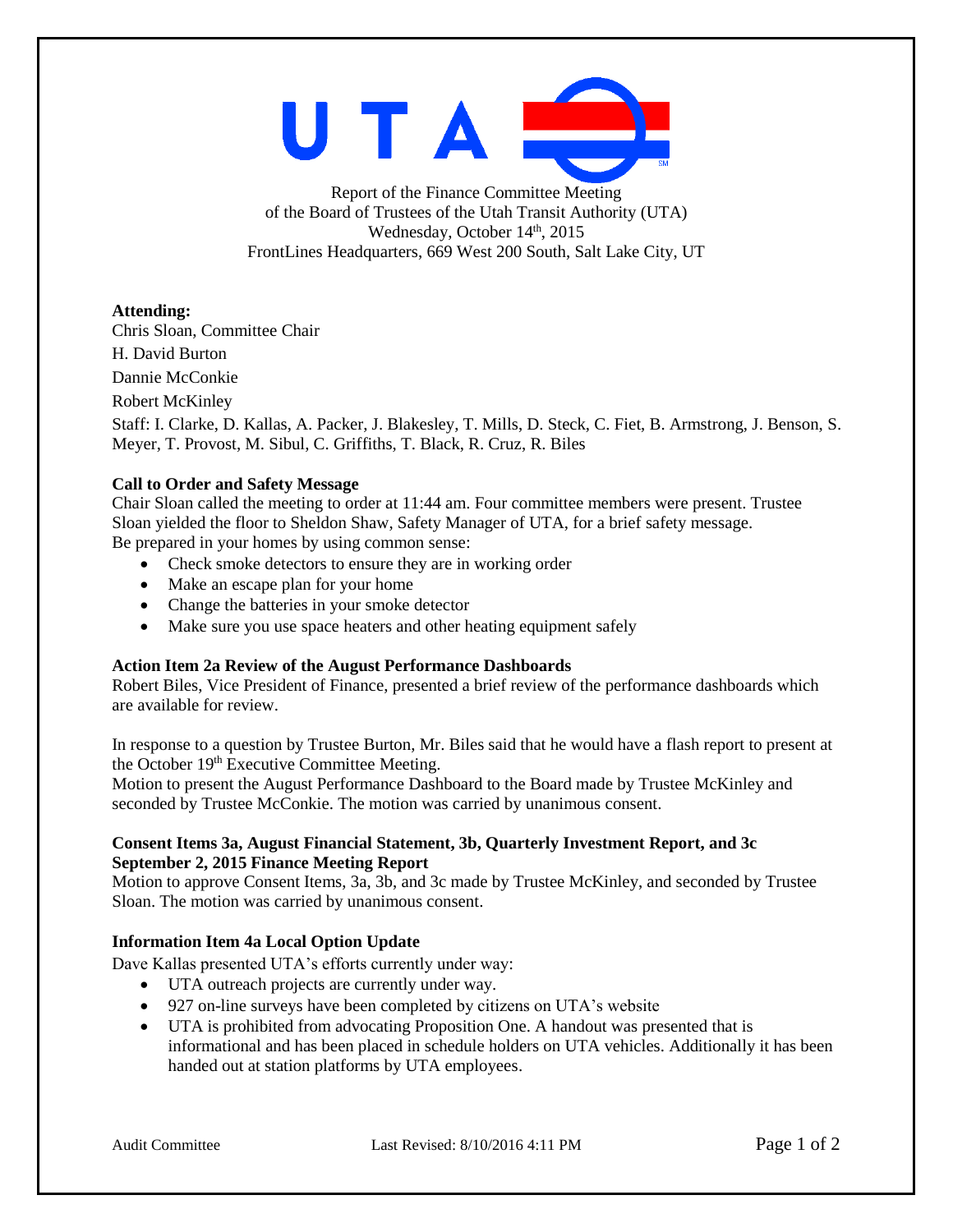Report of the Finance Committee Meeting
of the Board of Trustees of the Utah Transit Authority (UTA)
Wednesday, October 14th, 2015
FrontLines Headquarters, 669 West 200 South, Salt Lake City, UT

**Attending:**

Chris Sloan, Committee Chair

H. David Burton

Dannie McConkie

Robert McKinley

Staff: I. Clarke, D. Kallas, A. Packer, J. Blakesley, T. Mills, D. Steck, C. Fiet, B. Armstrong, J. Benson, S. Meyer, T. Provost, M. Sibul, C. Griffiths, T. Black, R. Cruz, R. Biles

**Call to Order and Safety Message**

Chair Sloan called the meeting to order at 11:44 am. Four committee members were present. Trustee Sloan yielded the floor to Sheldon Shaw, Safety Manager of UTA, for a brief safety message. Be prepared in your homes by using common sense:

- Check smoke detectors to ensure they are in working order
- Make an escape plan for your home
- Change the batteries in your smoke detector
- Make sure you use space heaters and other heating equipment safely

**Action Item 2a Review of the August Performance Dashboards**

Robert Biles, Vice President of Finance, presented a brief review of the performance dashboards which are available for review.

In response to a question by Trustee Burton, Mr. Biles said that he would have a flash report to present at the October 19th Executive Committee Meeting.
Motion to present the August Performance Dashboard to the Board made by Trustee McKinley and seconded by Trustee McConkie. The motion was carried by unanimous consent.

**Consent Items 3a, August Financial Statement, 3b, Quarterly Investment Report, and 3c September 2, 2015 Finance Meeting Report**

Motion to approve Consent Items, 3a, 3b, and 3c made by Trustee McKinley, and seconded by Trustee Sloan. The motion was carried by unanimous consent.

**Information Item 4a Local Option Update**

Dave Kallas presented UTA's efforts currently under way:

- UTA outreach projects are currently under way.
- 927 on-line surveys have been completed by citizens on UTA's website
- UTA is prohibited from advocating Proposition One. A handout was presented that is informational and has been placed in schedule holders on UTA vehicles. Additionally it has been handed out at station platforms by UTA employees.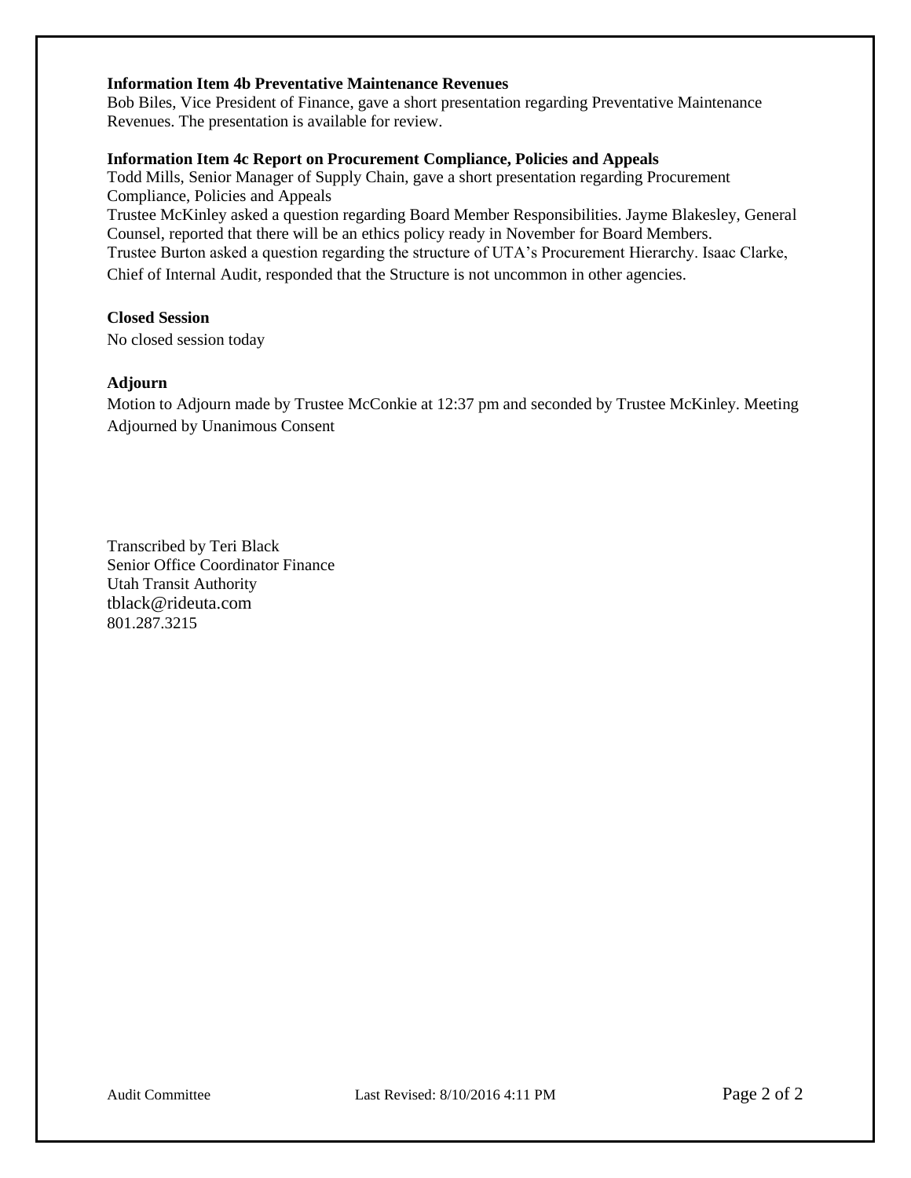**Information Item 4b Preventative Maintenance Revenues**

Bob Biles, Vice President of Finance, gave a short presentation regarding Preventative Maintenance Revenues. The presentation is available for review.

**Information Item 4c Report on Procurement Compliance, Policies and Appeals**

Todd Mills, Senior Manager of Supply Chain, gave a short presentation regarding Procurement Compliance, Policies and Appeals

Trustee McKinley asked a question regarding Board Member Responsibilities. Jayme Blakesley, General Counsel, reported that there will be an ethics policy ready in November for Board Members.

Trustee Burton asked a question regarding the structure of UTA's Procurement Hierarchy. Isaac Clarke, Chief of Internal Audit, responded that the Structure is not uncommon in other agencies.

**Closed Session**

No closed session today

**Adjourn**

Motion to Adjourn made by Trustee McConkie at 12:37 pm and seconded by Trustee McKinley. Meeting Adjourned by Unanimous Consent

Transcribed by Teri Black
Senior Office Coordinator Finance
Utah Transit Authority
tblack@rideuta.com
801.287.3215